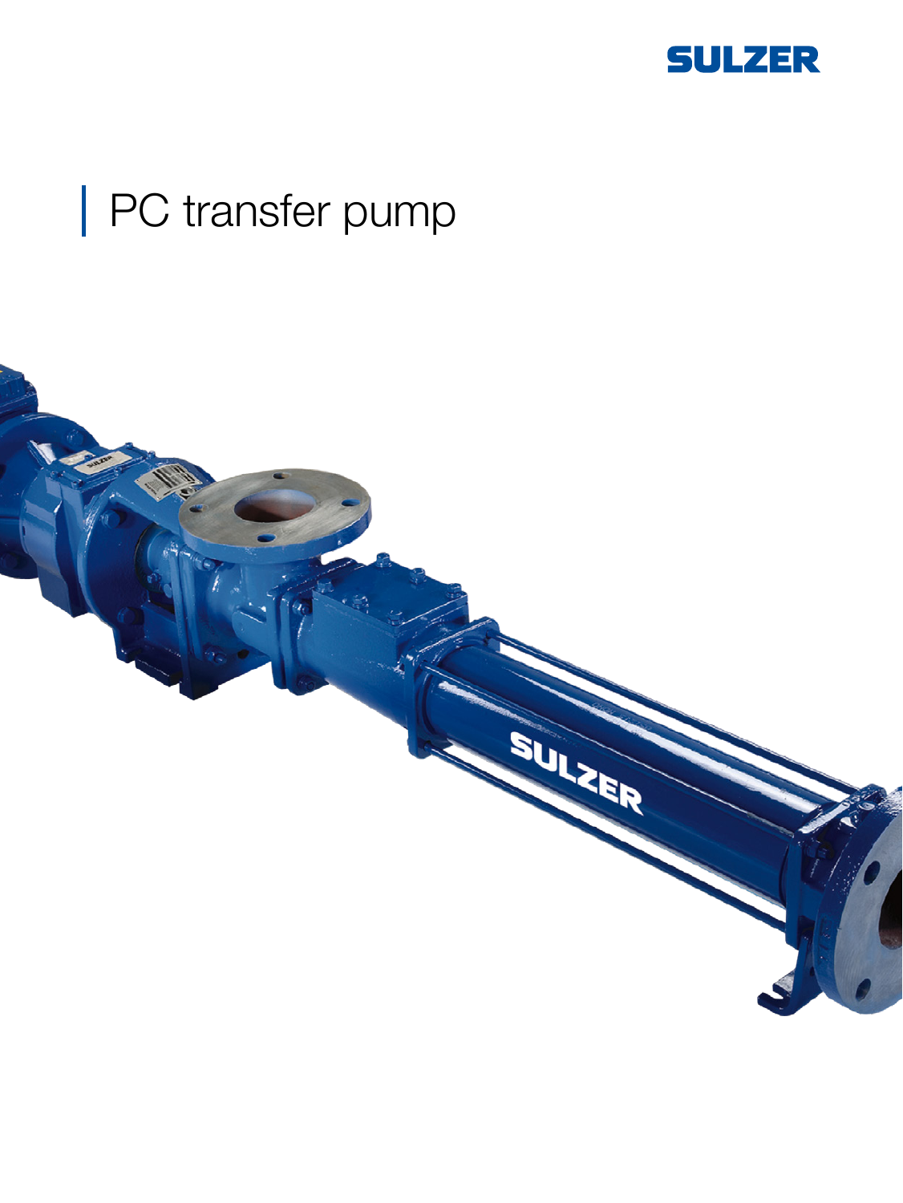SULZER

# PC transfer pump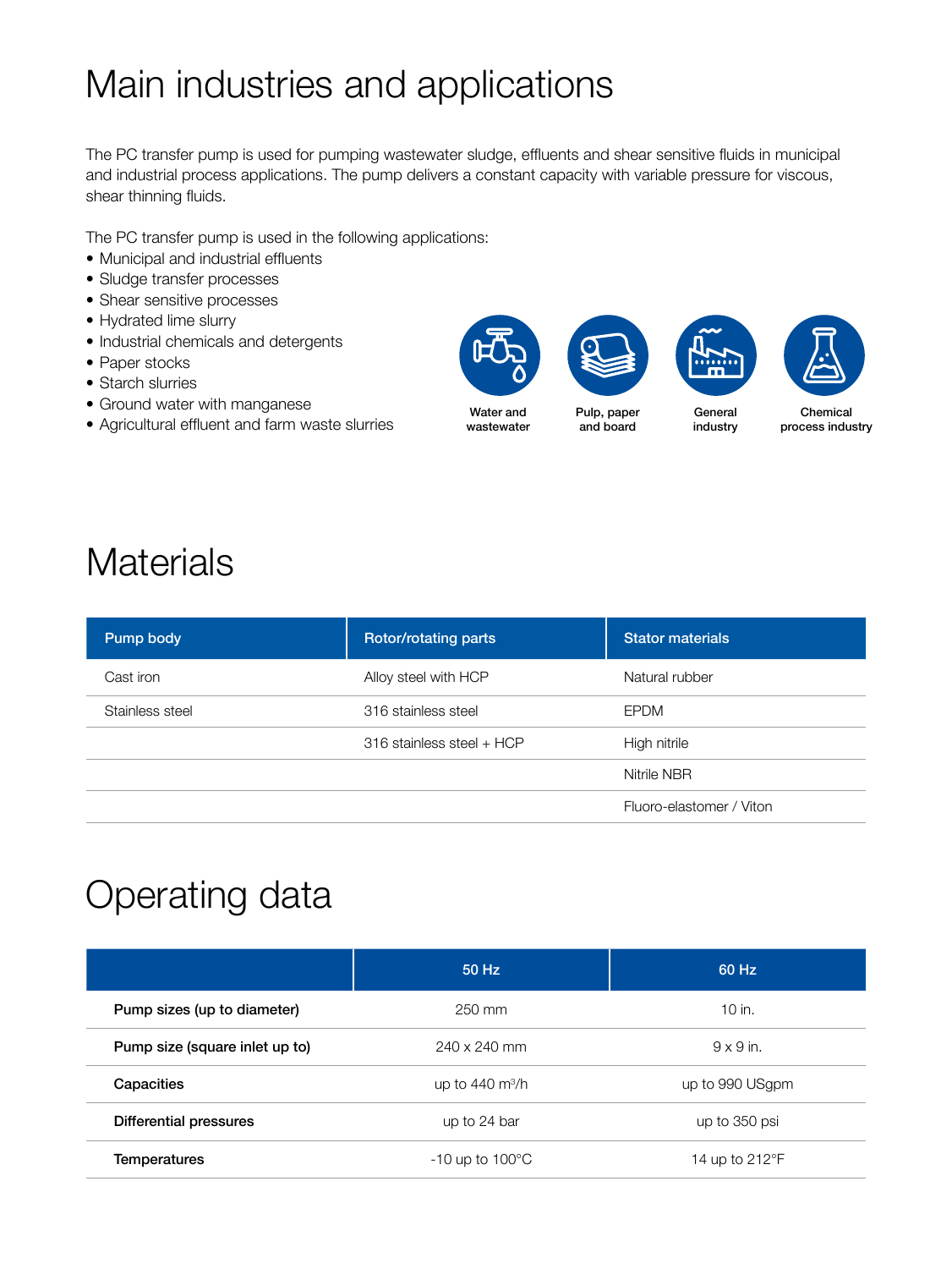# Main industries and applications

The PC transfer pump is used for pumping wastewater sludge, effluents and shear sensitive fluids in municipal and industrial process applications. The pump delivers a constant capacity with variable pressure for viscous, shear thinning fluids.

The PC transfer pump is used in the following applications:

- Municipal and industrial effluents
- Sludge transfer processes
- Shear sensitive processes
- Hydrated lime slurry
- Industrial chemicals and detergents
- Paper stocks
- Starch slurries
- Ground water with manganese
- Agricultural effluent and farm waste slurries

Water and wastewater

Pulp, paper and board

General industry

Chemical process industry

# Materials

| Pump body | Rotor/rotating parts | Stator materials |
| --- | --- | --- |
| Cast iron | Alloy steel with HCP | Natural rubber |
| Stainless steel | 316 stainless steel | EPDM |
| | 316 stainless steel + HCP | High nitrile |
| | | Nitrile NBR |
| | | Fluoro-elastomer / Viton |

# Operating data

| | 50 Hz | 60 Hz |
| --- | --- | --- |
| **Pump sizes (up to diameter)** | 250 mm | 10 in. |
| **Pump size (square inlet up to)** | 240 x 240 mm | 9 x 9 in. |
| **Capacities** | up to 440 $m^3/h$ | up to 990 USgpm |
| **Differential pressures** | up to 24 bar | up to 350 psi |
| **Temperatures** | -10 up to 100°C | 14 up to 212°F |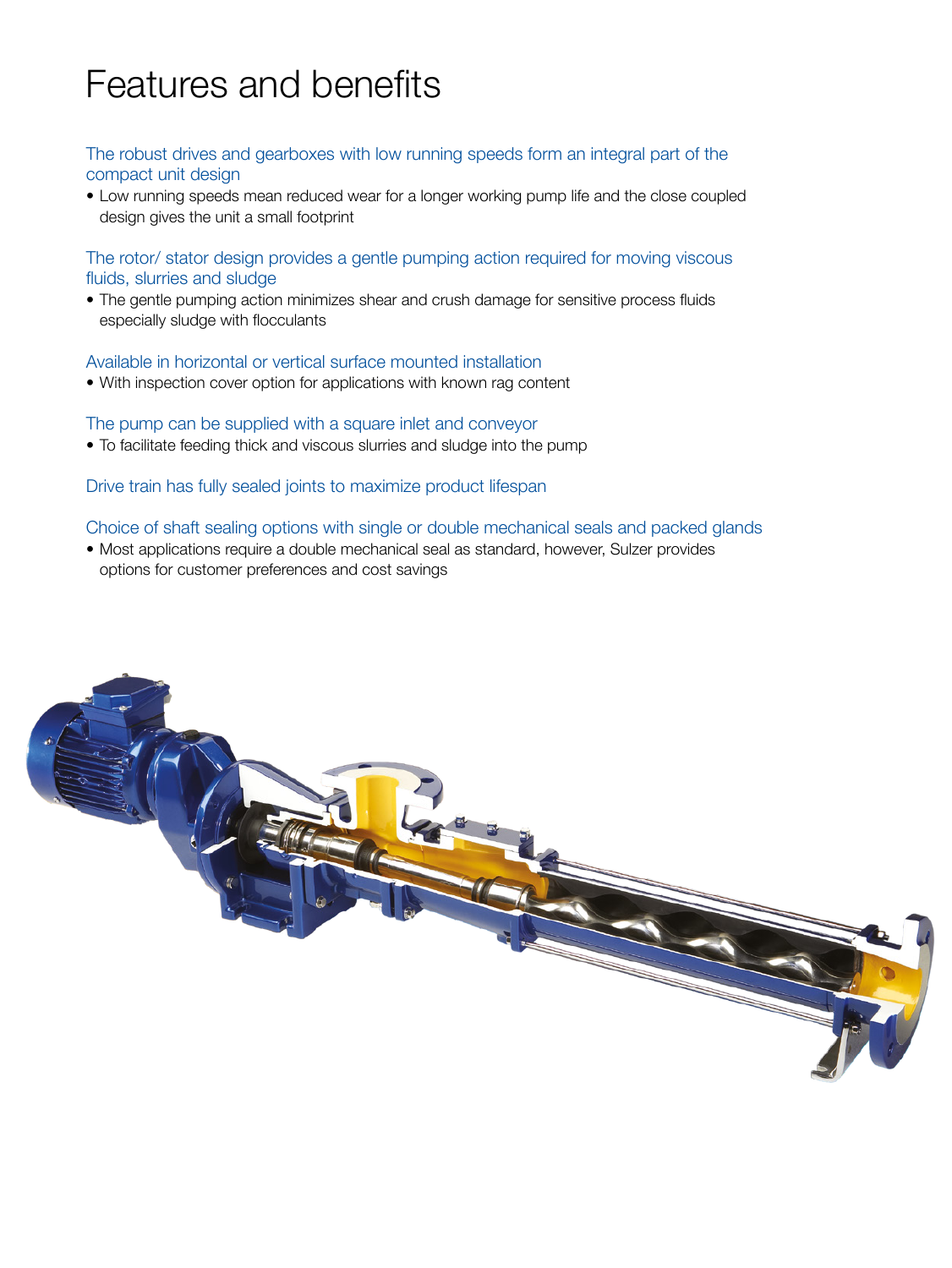# Features and benefits

### The robust drives and gearboxes with low running speeds form an integral part of the compact unit design

- Low running speeds mean reduced wear for a longer working pump life and the close coupled design gives the unit a small footprint

### The rotor/ stator design provides a gentle pumping action required for moving viscous fluids, slurries and sludge

- The gentle pumping action minimizes shear and crush damage for sensitive process fluids especially sludge with flocculants

### Available in horizontal or vertical surface mounted installation

- With inspection cover option for applications with known rag content

### The pump can be supplied with a square inlet and conveyor

- To facilitate feeding thick and viscous slurries and sludge into the pump

### Drive train has fully sealed joints to maximize product lifespan

### Choice of shaft sealing options with single or double mechanical seals and packed glands

- Most applications require a double mechanical seal as standard, however, Sulzer provides options for customer preferences and cost savings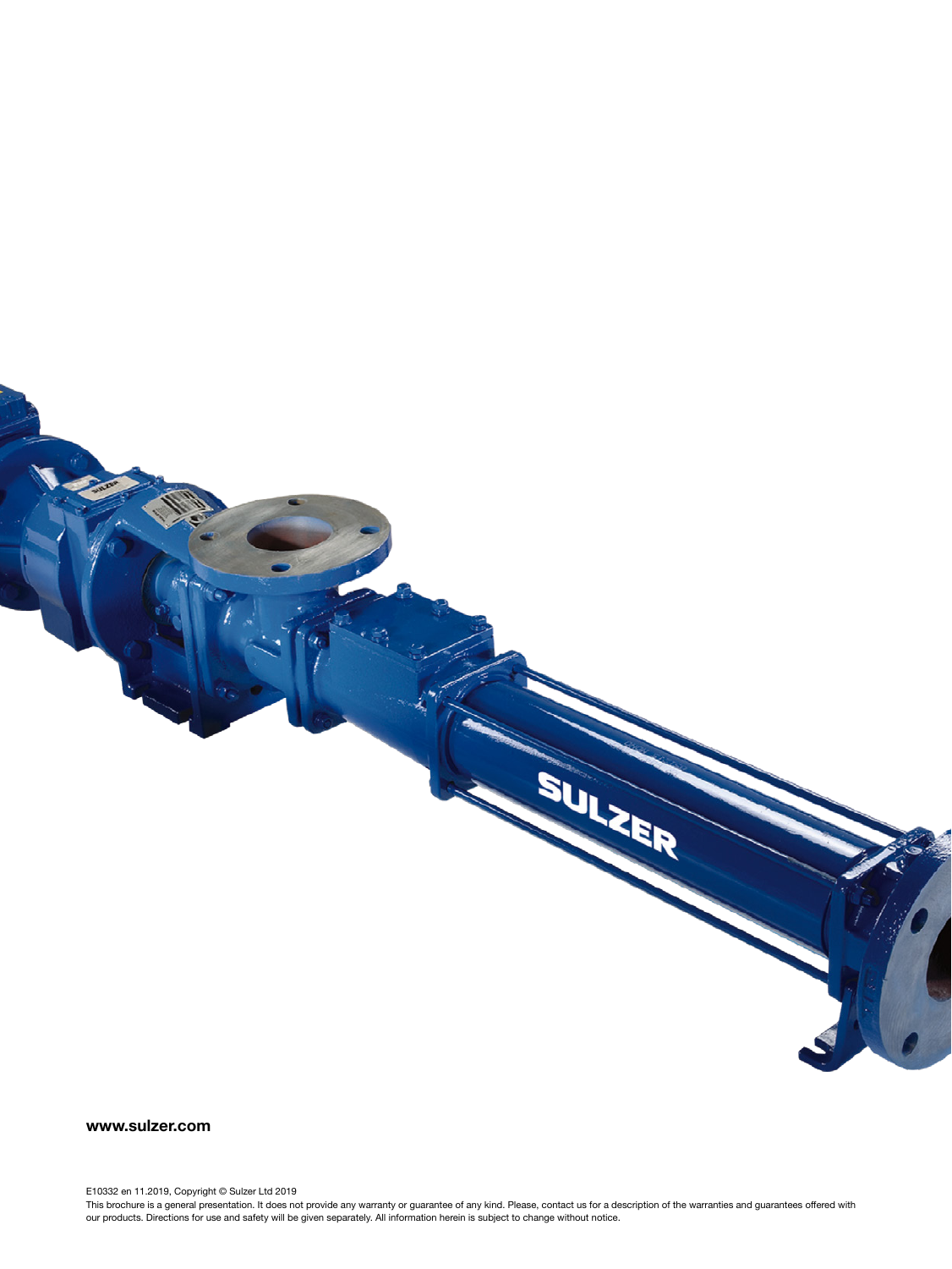**www.sulzer.com**

E10332 en 11.2019, Copyright © Sulzer Ltd 2019
This brochure is a general presentation. It does not provide any warranty or guarantee of any kind. Please, contact us for a description of the warranties and guarantees offered with our products. Directions for use and safety will be given separately. All information herein is subject to change without notice.